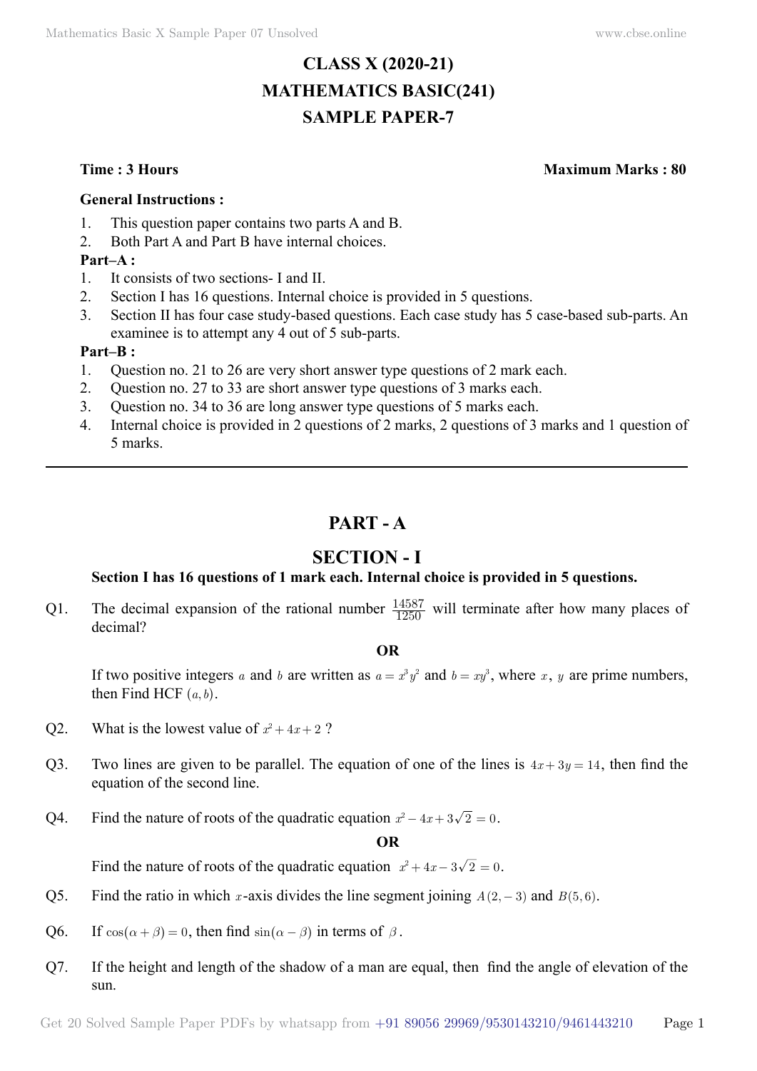# CLASS X (2020-21)
# MATHEMATICS BASIC(241)
# SAMPLE PAPER-7

**Time : 3 Hours** **Maximum Marks : 80**

**General Instructions :**

1. This question paper contains two parts A and B.
2. Both Part A and Part B have internal choices.

**Part–A :**

1. It consists of two sections- I and II.
2. Section I has 16 questions. Internal choice is provided in 5 questions.
3. Section II has four case study-based questions. Each case study has 5 case-based sub-parts. An examinee is to attempt any 4 out of 5 sub-parts.

**Part–B :**

1. Question no. 21 to 26 are very short answer type questions of 2 mark each.
2. Question no. 27 to 33 are short answer type questions of 3 marks each.
3. Question no. 34 to 36 are long answer type questions of 5 marks each.
4. Internal choice is provided in 2 questions of 2 marks, 2 questions of 3 marks and 1 question of 5 marks.

---

## PART - A

## SECTION - I

**Section I has 16 questions of 1 mark each. Internal choice is provided in 5 questions.**

Q1. The decimal expansion of the rational number $\frac{14587}{1250}$ will terminate after how many places of decimal?

**OR**

If two positive integers $a$ and $b$ are written as $a = x^3y^2$ and $b = xy^3$, where $x$, $y$ are prime numbers, then Find HCF $(a, b)$.

Q2. What is the lowest value of $x^2 + 4x + 2$ ?

Q3. Two lines are given to be parallel. The equation of one of the lines is $4x + 3y = 14$, then find the equation of the second line.

Q4. Find the nature of roots of the quadratic equation $x^2 - 4x + 3\sqrt{2} = 0$.

**OR**

Find the nature of roots of the quadratic equation $x^2 + 4x - 3\sqrt{2} = 0$.

Q5. Find the ratio in which $x$-axis divides the line segment joining $A(2, -3)$ and $B(5, 6)$.

Q6. If $\cos(\alpha + \beta) = 0$, then find $\sin(\alpha - \beta)$ in terms of $\beta$.

Q7. If the height and length of the shadow of a man are equal, then find the angle of elevation of the sun.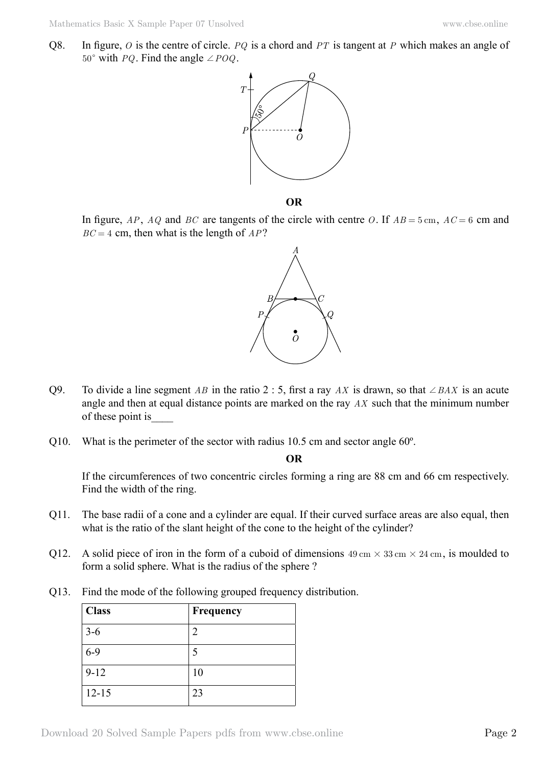Q8. In figure, $O$ is the centre of circle. $PQ$ is a chord and $PT$ is tangent at $P$ which makes an angle of $50^{\circ}$ with $PQ$. Find the angle $\angle POQ$.

**OR**

In figure, $AP$, $AQ$ and $BC$ are tangents of the circle with centre $O$. If $AB = 5\text{ cm}$, $AC = 6$ cm and $BC = 4$ cm, then what is the length of $AP$?

Q9. To divide a line segment $AB$ in the ratio 2 : 5, first a ray $AX$ is drawn, so that $\angle BAX$ is an acute angle and then at equal distance points are marked on the ray $AX$ such that the minimum number of these point is____

Q10. What is the perimeter of the sector with radius 10.5 cm and sector angle 60º.

**OR**

If the circumferences of two concentric circles forming a ring are 88 cm and 66 cm respectively. Find the width of the ring.

Q11. The base radii of a cone and a cylinder are equal. If their curved surface areas are also equal, then what is the ratio of the slant height of the cone to the height of the cylinder?

Q12. A solid piece of iron in the form of a cuboid of dimensions $49\text{ cm} \times 33\text{ cm} \times 24\text{ cm}$, is moulded to form a solid sphere. What is the radius of the sphere ?

Q13. Find the mode of the following grouped frequency distribution.

| Class | Frequency |
|---|---|
| 3-6 | 2 |
| 6-9 | 5 |
| 9-12 | 10 |
| 12-15 | 23 |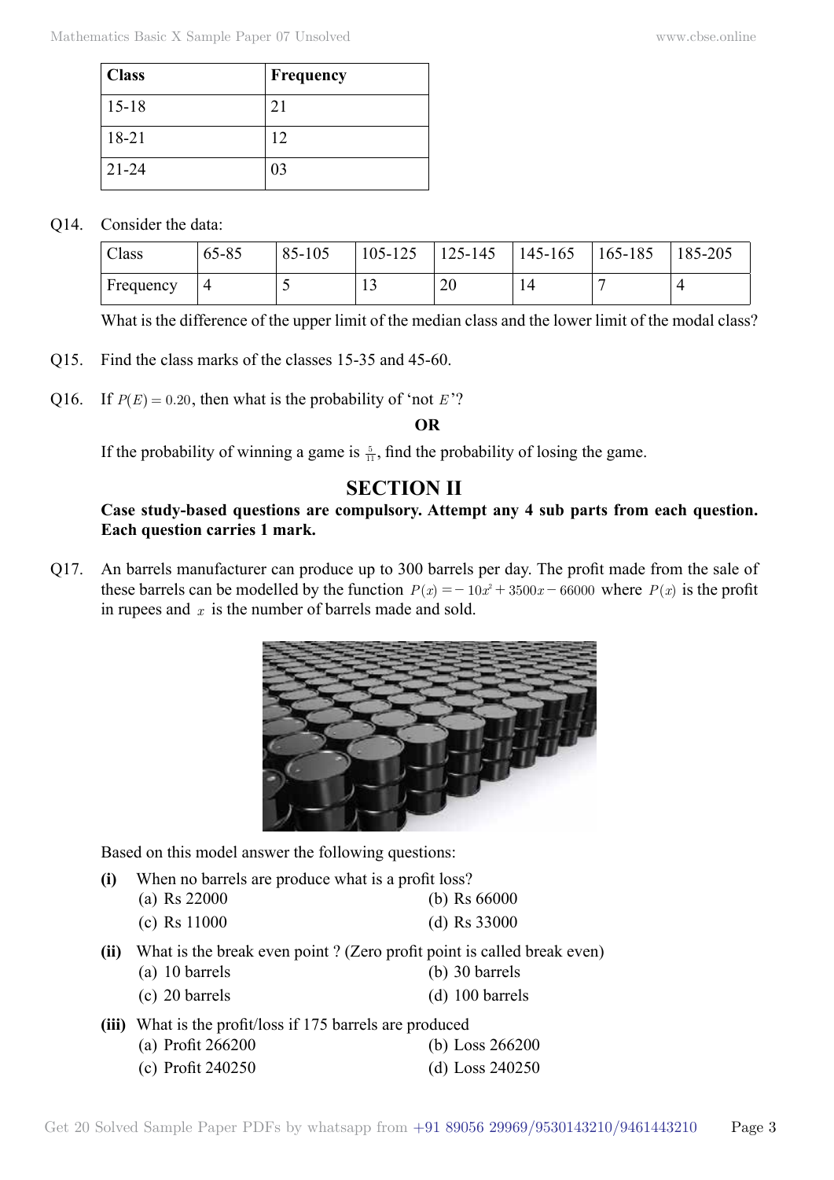| Class | Frequency |
|---|---|
| 15-18 | 21 |
| 18-21 | 12 |
| 21-24 | 03 |

Q14. Consider the data:

| Class | 65-85 | 85-105 | 105-125 | 125-145 | 145-165 | 165-185 | 185-205 |
|---|---|---|---|---|---|---|---|
| Frequency | 4 | 5 | 13 | 20 | 14 | 7 | 4 |

What is the difference of the upper limit of the median class and the lower limit of the modal class?

Q15. Find the class marks of the classes 15-35 and 45-60.

Q16. If $P(E) = 0.20$, then what is the probability of 'not $E$'?

**OR**

If the probability of winning a game is $\frac{5}{11}$, find the probability of losing the game.

## SECTION II

**Case study-based questions are compulsory. Attempt any 4 sub parts from each question. Each question carries 1 mark.**

Q17. An barrels manufacturer can produce up to 300 barrels per day. The profit made from the sale of these barrels can be modelled by the function $P(x) = -10x^2 + 3500x - 66000$ where $P(x)$ is the profit in rupees and $x$ is the number of barrels made and sold.

Based on this model answer the following questions:

**(i)** When no barrels are produce what is a profit loss?

(a) Rs 22000 (b) Rs 66000

(c) Rs 11000 (d) Rs 33000

**(ii)** What is the break even point ? (Zero profit point is called break even)

(a) 10 barrels (b) 30 barrels

(c) 20 barrels (d) 100 barrels

**(iii)** What is the profit/loss if 175 barrels are produced

(a) Profit 266200 (b) Loss 266200

(c) Profit 240250 (d) Loss 240250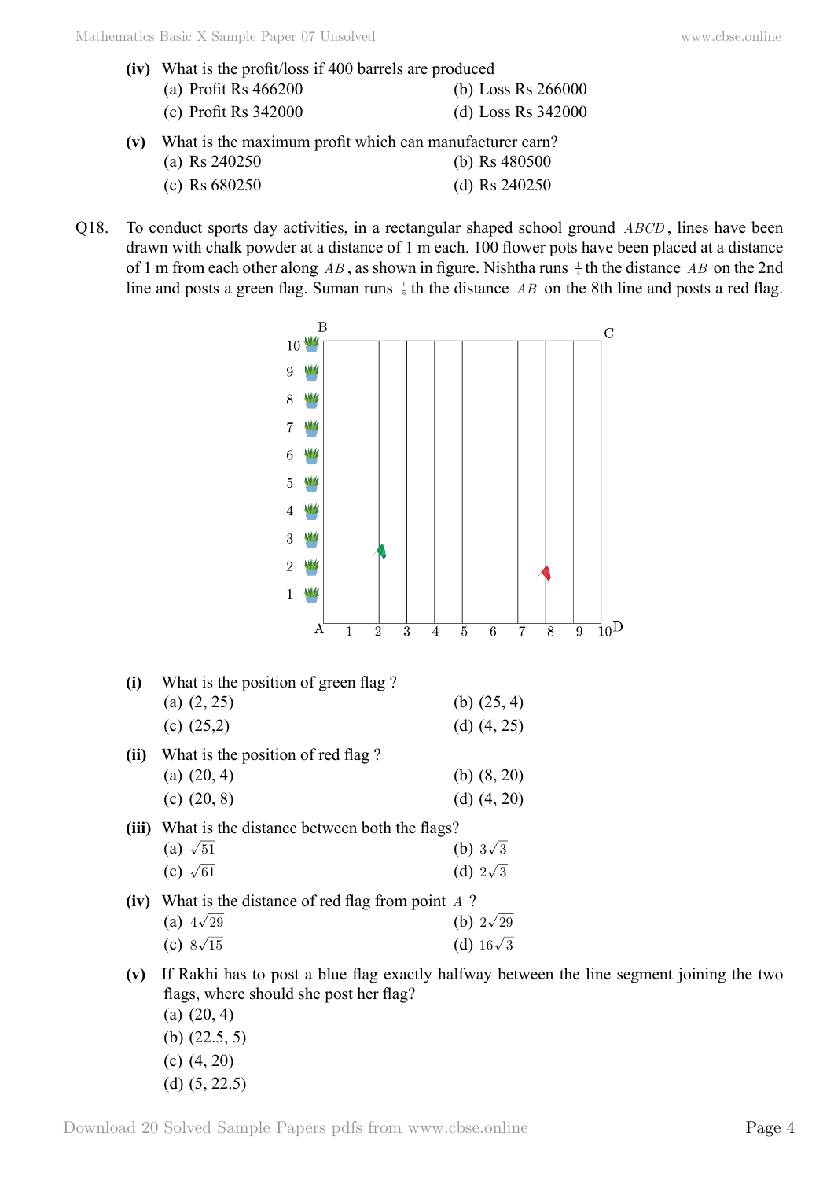**(iv)** What is the profit/loss if 400 barrels are produced

(a) Profit Rs 466200 (b) Loss Rs 266000

(c) Profit Rs 342000 (d) Loss Rs 342000

**(v)** What is the maximum profit which can manufacturer earn?

(a) Rs 240250 (b) Rs 480500

(c) Rs 680250 (d) Rs 240250

Q18. To conduct sports day activities, in a rectangular shaped school ground $ABCD$, lines have been drawn with chalk powder at a distance of 1 m each. 100 flower pots have been placed at a distance of 1 m from each other along $AB$, as shown in figure. Nishtha runs $\frac{1}{4}$th the distance $AB$ on the 2nd line and posts a green flag. Suman runs $\frac{1}{5}$th the distance $AB$ on the 8th line and posts a red flag.

**(i)** What is the position of green flag ?

(a) (2, 25) (b) (25, 4)

(c) (25,2) (d) (4, 25)

**(ii)** What is the position of red flag ?

(a) (20, 4) (b) (8, 20)

(c) (20, 8) (d) (4, 20)

**(iii)** What is the distance between both the flags?

(a) $\sqrt{51}$ (b) $3\sqrt{3}$

(c) $\sqrt{61}$ (d) $2\sqrt{3}$

**(iv)** What is the distance of red flag from point $A$ ?

(a) $4\sqrt{29}$ (b) $2\sqrt{29}$

(c) $8\sqrt{15}$ (d) $16\sqrt{3}$

**(v)** If Rakhi has to post a blue flag exactly halfway between the line segment joining the two flags, where should she post her flag?

(a) (20, 4)

(b) (22.5, 5)

(c) (4, 20)

(d) (5, 22.5)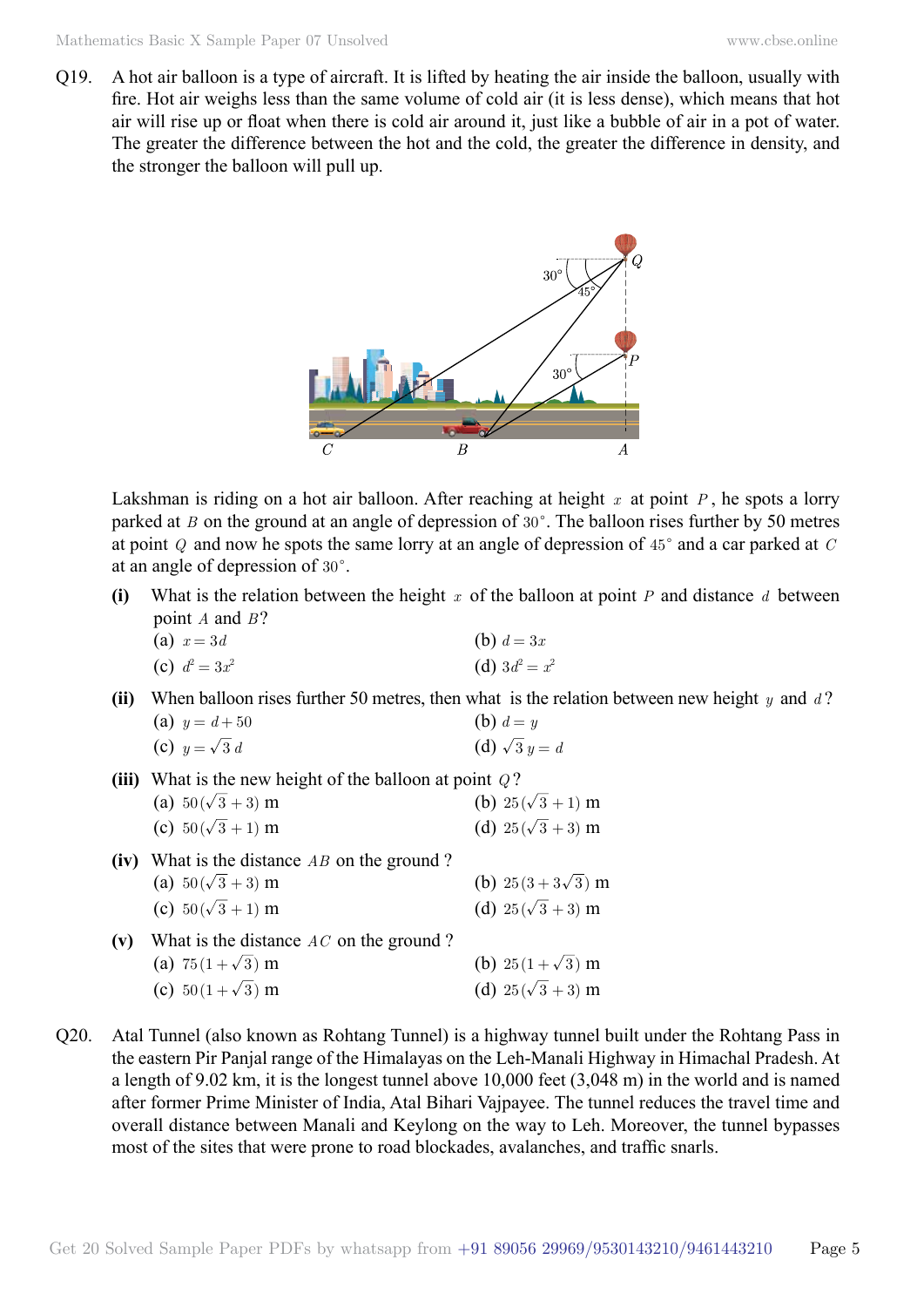Q19. A hot air balloon is a type of aircraft. It is lifted by heating the air inside the balloon, usually with fire. Hot air weighs less than the same volume of cold air (it is less dense), which means that hot air will rise up or float when there is cold air around it, just like a bubble of air in a pot of water. The greater the difference between the hot and the cold, the greater the difference in density, and the stronger the balloon will pull up.

Lakshman is riding on a hot air balloon. After reaching at height $x$ at point $P$, he spots a lorry parked at $B$ on the ground at an angle of depression of $30°$. The balloon rises further by 50 metres at point $Q$ and now he spots the same lorry at an angle of depression of $45°$ and a car parked at $C$ at an angle of depression of $30°$.

**(i)** What is the relation between the height $x$ of the balloon at point $P$ and distance $d$ between point $A$ and $B$?

(a) $x = 3d$ (b) $d = 3x$

(c) $d^2 = 3x^2$ (d) $3d^2 = x^2$

**(ii)** When balloon rises further 50 metres, then what is the relation between new height $y$ and $d$?

(a) $y = d + 50$ (b) $d = y$

(c) $y = \sqrt{3}\,d$ (d) $\sqrt{3}\,y = d$

**(iii)** What is the new height of the balloon at point $Q$?

(a) $50(\sqrt{3} + 3)$ m (b) $25(\sqrt{3} + 1)$ m

(c) $50(\sqrt{3} + 1)$ m (d) $25(\sqrt{3} + 3)$ m

**(iv)** What is the distance $AB$ on the ground ?

(a) $50(\sqrt{3} + 3)$ m (b) $25(3 + 3\sqrt{3})$ m

(c) $50(\sqrt{3} + 1)$ m (d) $25(\sqrt{3} + 3)$ m

**(v)** What is the distance $AC$ on the ground ?

(a) $75(1 + \sqrt{3})$ m (b) $25(1 + \sqrt{3})$ m

(c) $50(1 + \sqrt{3})$ m (d) $25(\sqrt{3} + 3)$ m

Q20. Atal Tunnel (also known as Rohtang Tunnel) is a highway tunnel built under the Rohtang Pass in the eastern Pir Panjal range of the Himalayas on the Leh-Manali Highway in Himachal Pradesh. At a length of 9.02 km, it is the longest tunnel above 10,000 feet (3,048 m) in the world and is named after former Prime Minister of India, Atal Bihari Vajpayee. The tunnel reduces the travel time and overall distance between Manali and Keylong on the way to Leh. Moreover, the tunnel bypasses most of the sites that were prone to road blockades, avalanches, and traffic snarls.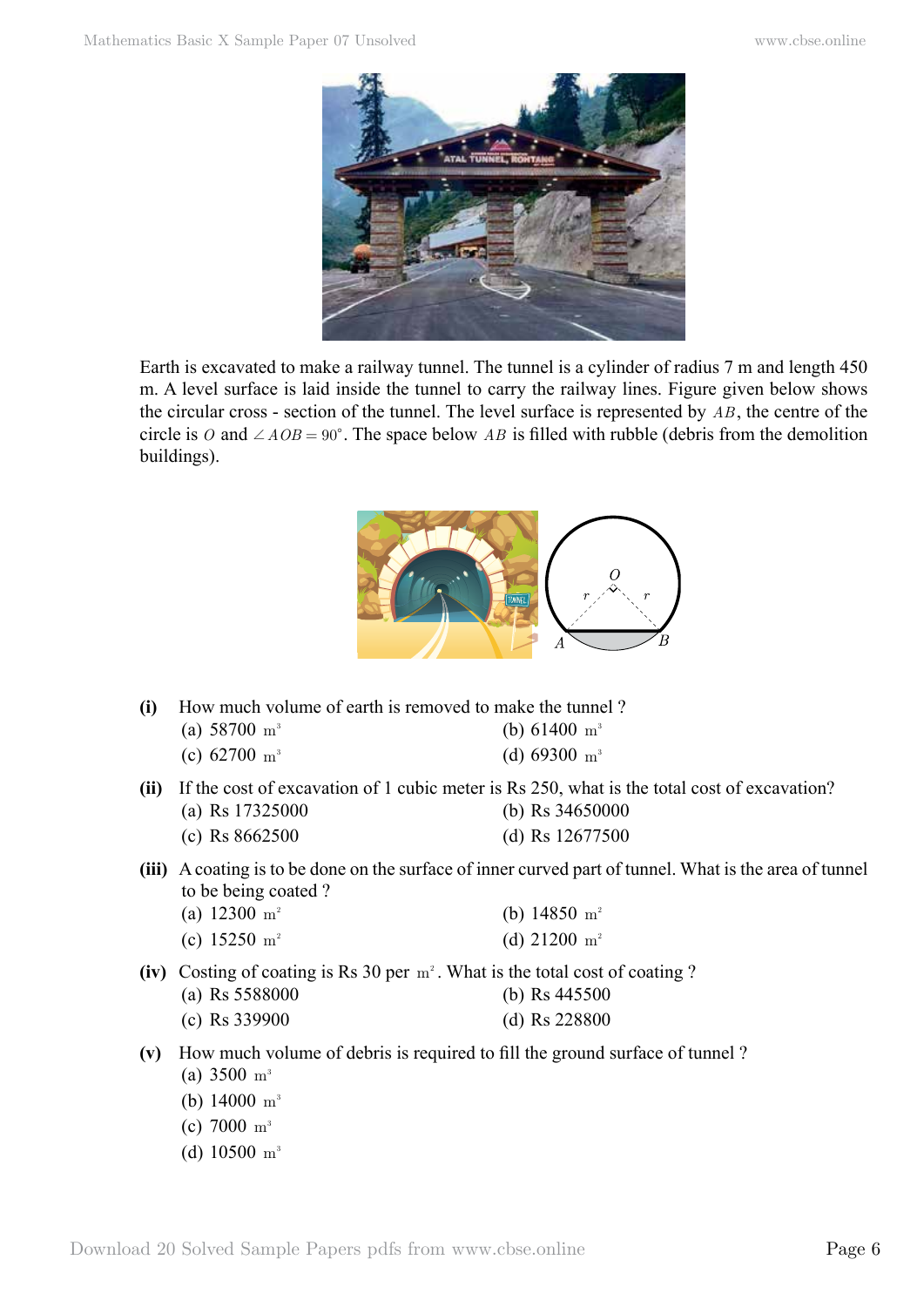Earth is excavated to make a railway tunnel. The tunnel is a cylinder of radius 7 m and length 450 m. A level surface is laid inside the tunnel to carry the railway lines. Figure given below shows the circular cross - section of the tunnel. The level surface is represented by $AB$, the centre of the circle is $O$ and $\angle AOB = 90^\circ$. The space below $AB$ is filled with rubble (debris from the demolition buildings).

**(i)** How much volume of earth is removed to make the tunnel ?

(a) 58700 $m^3$ (b) 61400 $m^3$

(c) 62700 $m^3$ (d) 69300 $m^3$

**(ii)** If the cost of excavation of 1 cubic meter is Rs 250, what is the total cost of excavation?

(a) Rs 17325000 (b) Rs 34650000

(c) Rs 8662500 (d) Rs 12677500

**(iii)** A coating is to be done on the surface of inner curved part of tunnel. What is the area of tunnel to be being coated ?

(a) 12300 $m^2$ (b) 14850 $m^2$

(c) 15250 $m^2$ (d) 21200 $m^2$

**(iv)** Costing of coating is Rs 30 per $m^2$. What is the total cost of coating ?

(a) Rs 5588000 (b) Rs 445500

(c) Rs 339900 (d) Rs 228800

**(v)** How much volume of debris is required to fill the ground surface of tunnel ?

(a) 3500 $m^3$

(b) 14000 $m^3$

(c) 7000 $m^3$

(d) 10500 $m^3$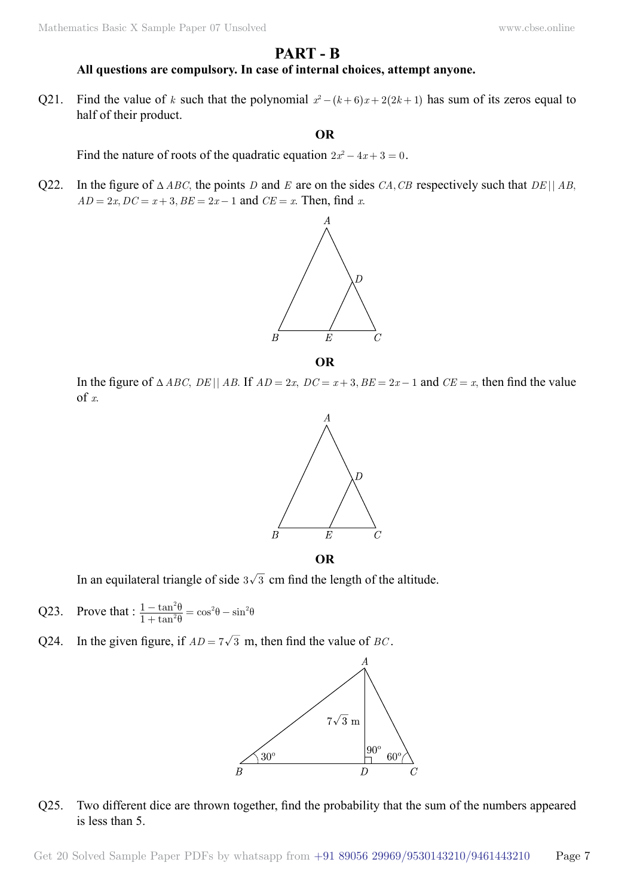## PART - B

**All questions are compulsory. In case of internal choices, attempt anyone.**

Q21. Find the value of $k$ such that the polynomial $x^2-(k+6)x+2(2k+1)$ has sum of its zeros equal to half of their product.

**OR**

Find the nature of roots of the quadratic equation $2x^2-4x+3=0$.

Q22. In the figure of $\Delta ABC$, the points $D$ and $E$ are on the sides $CA, CB$ respectively such that $DE || AB$, $AD = 2x, DC = x+3, BE = 2x-1$ and $CE = x$. Then, find $x$.

**OR**

In the figure of $\Delta ABC$, $DE || AB$. If $AD = 2x$, $DC = x+3, BE = 2x-1$ and $CE = x$, then find the value of $x$.

**OR**

In an equilateral triangle of side $3\sqrt{3}$ cm find the length of the altitude.

Q23. Prove that : $\frac{1-\tan^2\theta}{1+\tan^2\theta} = \cos^2\theta - \sin^2\theta$

Q24. In the given figure, if $AD = 7\sqrt{3}$ m, then find the value of $BC$.

Q25. Two different dice are thrown together, find the probability that the sum of the numbers appeared is less than 5.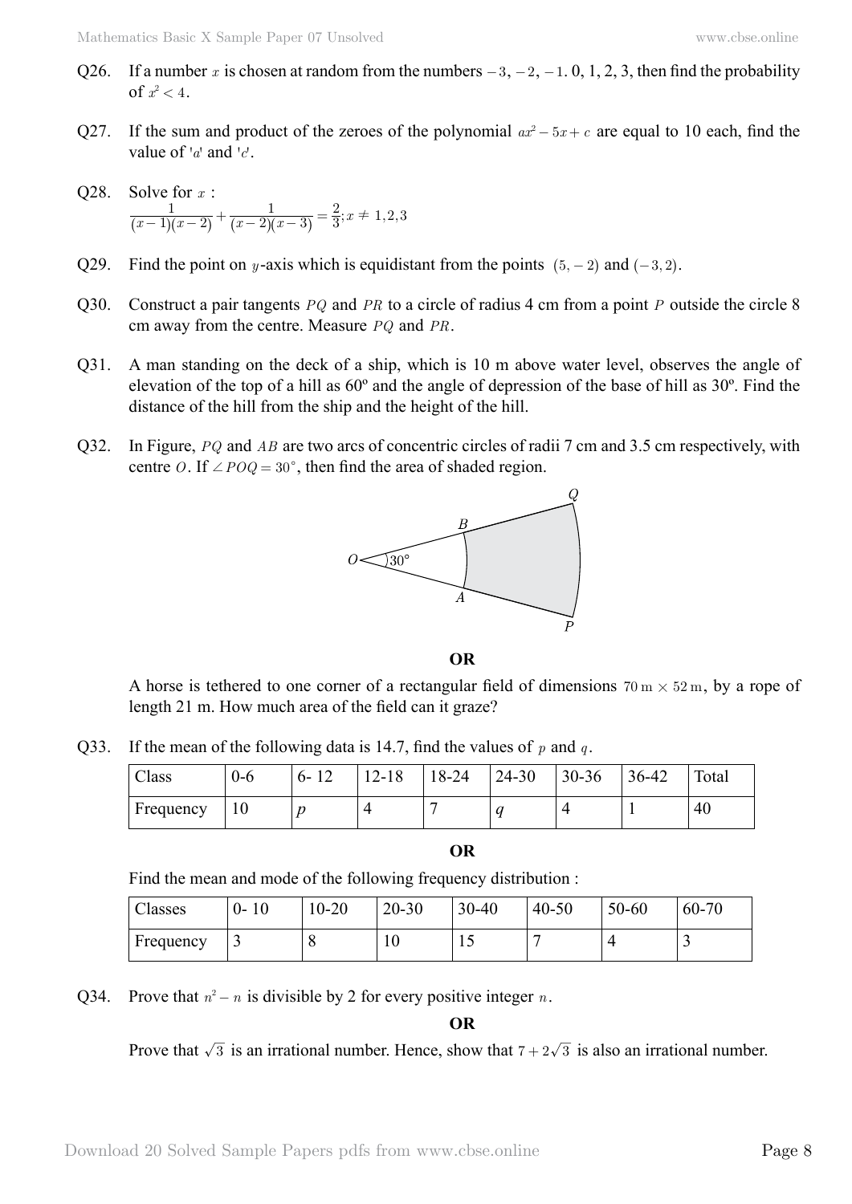Q26. If a number $x$ is chosen at random from the numbers $-3, -2, -1$. 0, 1, 2, 3, then find the probability of $x^2 < 4$.

Q27. If the sum and product of the zeroes of the polynomial $ax^2 - 5x + c$ are equal to 10 each, find the value of '$a$' and '$c$'.

Q28. Solve for $x$ :

$$\frac{1}{(x-1)(x-2)} + \frac{1}{(x-2)(x-3)} = \frac{2}{3}; x \neq 1, 2, 3$$

Q29. Find the point on $y$-axis which is equidistant from the points $(5, -2)$ and $(-3, 2)$.

Q30. Construct a pair tangents $PQ$ and $PR$ to a circle of radius 4 cm from a point $P$ outside the circle 8 cm away from the centre. Measure $PQ$ and $PR$.

Q31. A man standing on the deck of a ship, which is 10 m above water level, observes the angle of elevation of the top of a hill as 60º and the angle of depression of the base of hill as 30º. Find the distance of the hill from the ship and the height of the hill.

Q32. In Figure, $PQ$ and $AB$ are two arcs of concentric circles of radii 7 cm and 3.5 cm respectively, with centre $O$. If $\angle POQ = 30°$, then find the area of shaded region.

**OR**

A horse is tethered to one corner of a rectangular field of dimensions $70\,\text{m} \times 52\,\text{m}$, by a rope of length 21 m. How much area of the field can it graze?

Q33. If the mean of the following data is 14.7, find the values of $p$ and $q$.

| Class | 0-6 | 6- 12 | 12-18 | 18-24 | 24-30 | 30-36 | 36-42 | Total |
|---|---|---|---|---|---|---|---|---|
| Frequency | 10 | $p$ | 4 | 7 | $q$ | 4 | 1 | 40 |

**OR**

Find the mean and mode of the following frequency distribution :

| Classes | 0- 10 | 10-20 | 20-30 | 30-40 | 40-50 | 50-60 | 60-70 |
|---|---|---|---|---|---|---|---|
| Frequency | 3 | 8 | 10 | 15 | 7 | 4 | 3 |

Q34. Prove that $n^2 - n$ is divisible by 2 for every positive integer $n$.

**OR**

Prove that $\sqrt{3}$ is an irrational number. Hence, show that $7 + 2\sqrt{3}$ is also an irrational number.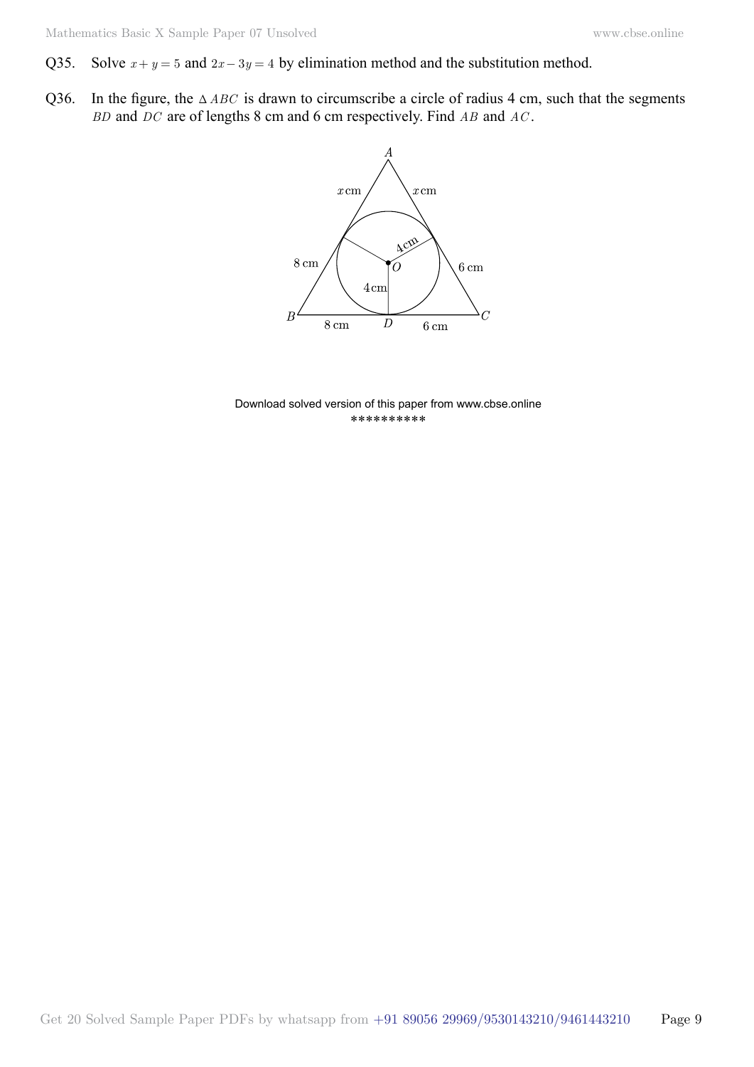Q35. Solve $x + y = 5$ and $2x - 3y = 4$ by elimination method and the substitution method.

Q36. In the figure, the $\Delta ABC$ is drawn to circumscribe a circle of radius 4 cm, such that the segments $BD$ and $DC$ are of lengths 8 cm and 6 cm respectively. Find $AB$ and $AC$.

A

$x$ cm

$x$ cm

8 cm

4 cm

O

6 cm

4 cm

B

8 cm

D

6 cm

C

Download solved version of this paper from www.cbse.online

**********